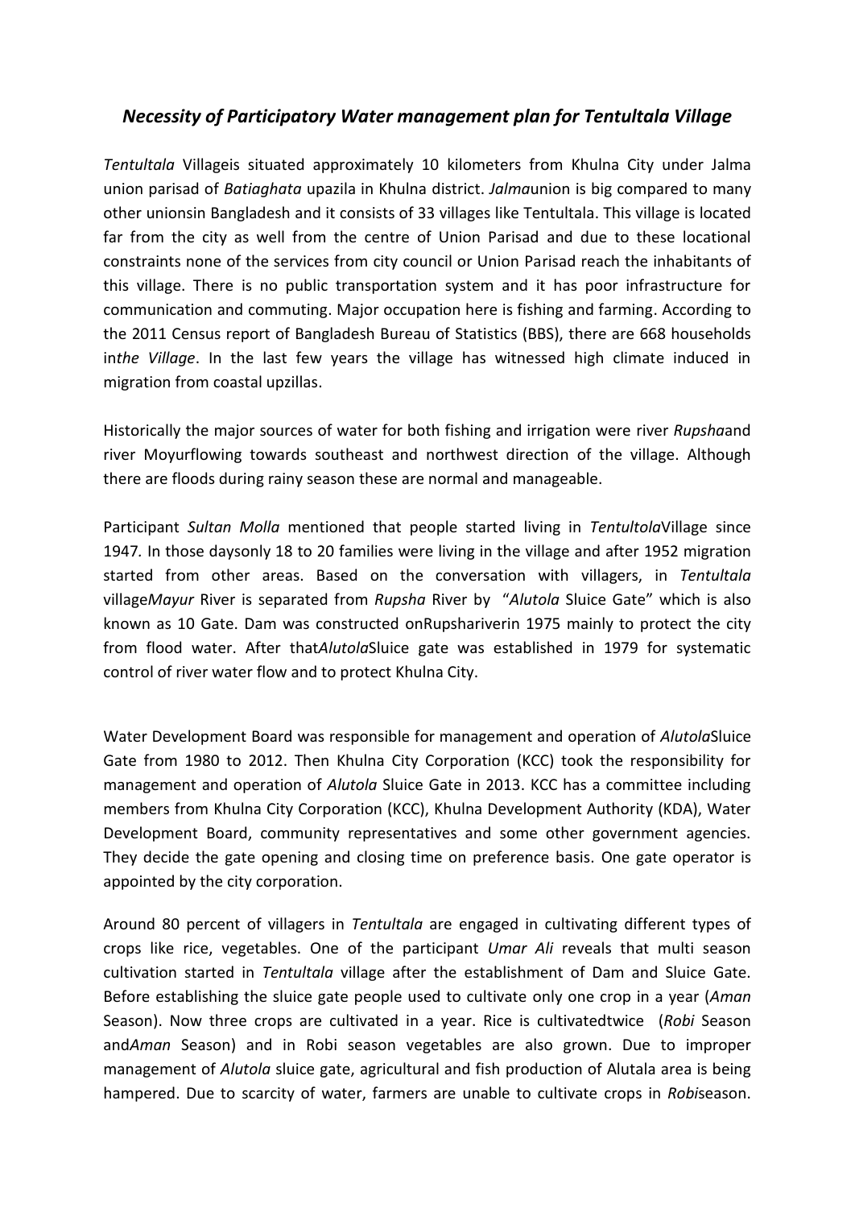## *Necessity of Participatory Water management plan for Tentultala Village*

*Tentultala* Villageis situated approximately 10 kilometers from Khulna City under Jalma union parisad of *Batiaghata* upazila in Khulna district. *Jalma*union is big compared to many other unionsin Bangladesh and it consists of 33 villages like Tentultala. This village is located far from the city as well from the centre of Union Parisad and due to these locational constraints none of the services from city council or Union Parisad reach the inhabitants of this village. There is no public transportation system and it has poor infrastructure for communication and commuting. Major occupation here is fishing and farming. According to the 2011 Census report of Bangladesh Bureau of Statistics (BBS), there are 668 households in*the Village*. In the last few years the village has witnessed high climate induced in migration from coastal upzillas.

Historically the major sources of water for both fishing and irrigation were river *Rupsha*and river Moyurflowing towards southeast and northwest direction of the village. Although there are floods during rainy season these are normal and manageable.

Participant *Sultan Molla* mentioned that people started living in *Tentultola*Village since 1947. In those daysonly 18 to 20 families were living in the village and after 1952 migration started from other areas. Based on the conversation with villagers, in *Tentultala* village*Mayur* River is separated from *Rupsha* River by "*Alutola* Sluice Gate" which is also known as 10 Gate. Dam was constructed onRupshariverin 1975 mainly to protect the city from flood water. After that*Alutola*Sluice gate was established in 1979 for systematic control of river water flow and to protect Khulna City.

Water Development Board was responsible for management and operation of *Alutola*Sluice Gate from 1980 to 2012. Then Khulna City Corporation (KCC) took the responsibility for management and operation of *Alutola* Sluice Gate in 2013. KCC has a committee including members from Khulna City Corporation (KCC), Khulna Development Authority (KDA), Water Development Board, community representatives and some other government agencies. They decide the gate opening and closing time on preference basis. One gate operator is appointed by the city corporation.

Around 80 percent of villagers in *Tentultala* are engaged in cultivating different types of crops like rice, vegetables. One of the participant *Umar Ali* reveals that multi season cultivation started in *Tentultala* village after the establishment of Dam and Sluice Gate. Before establishing the sluice gate people used to cultivate only one crop in a year (*Aman* Season). Now three crops are cultivated in a year. Rice is cultivatedtwice (*Robi* Season and*Aman* Season) and in Robi season vegetables are also grown. Due to improper management of *Alutola* sluice gate, agricultural and fish production of Alutala area is being hampered. Due to scarcity of water, farmers are unable to cultivate crops in *Robi*season.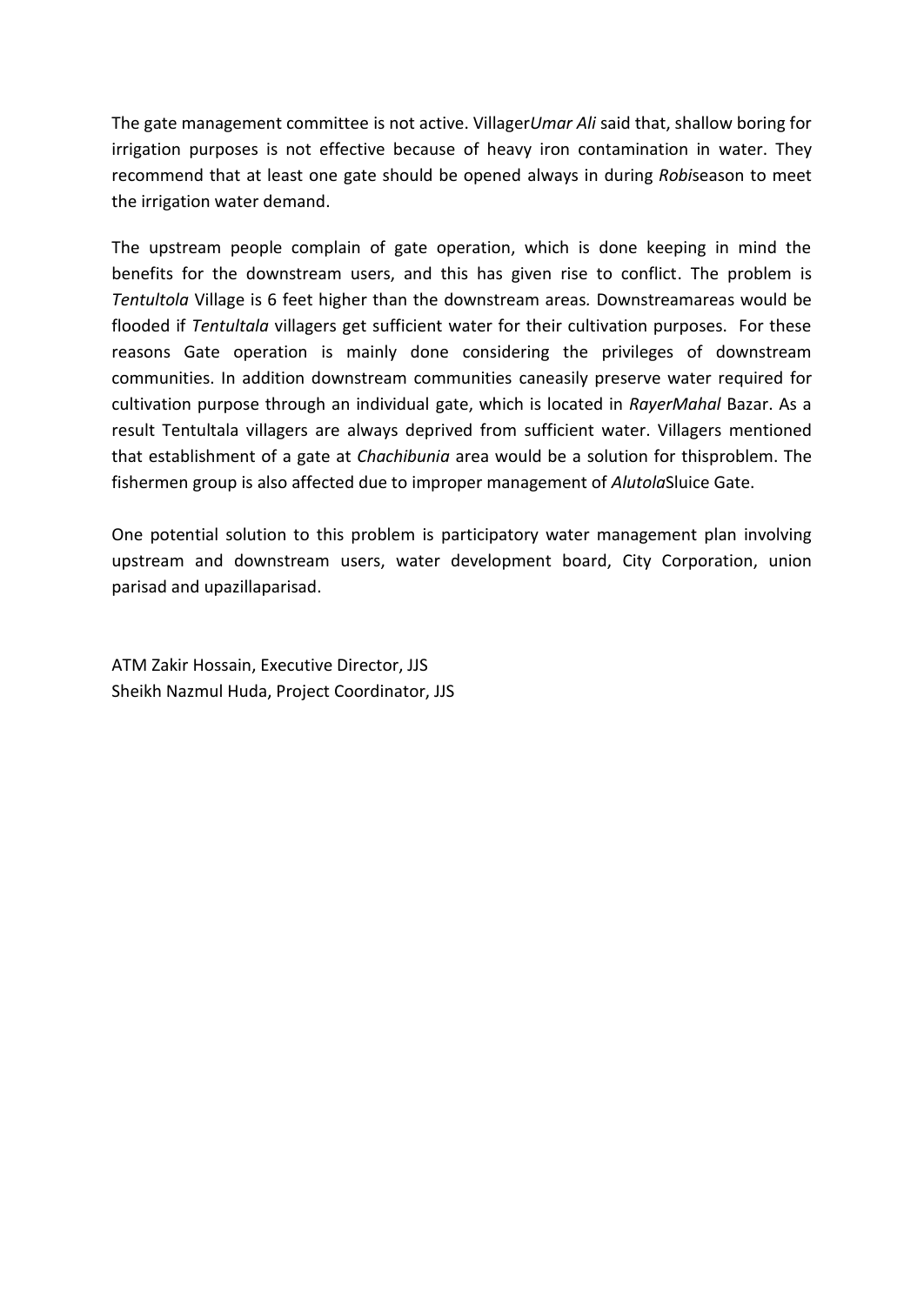The gate management committee is not active. Villager*Umar Ali* said that, shallow boring for irrigation purposes is not effective because of heavy iron contamination in water. They recommend that at least one gate should be opened always in during *Robi*season to meet the irrigation water demand.

The upstream people complain of gate operation, which is done keeping in mind the benefits for the downstream users, and this has given rise to conflict. The problem is *Tentultola* Village is 6 feet higher than the downstream areas. Downstreamareas would be flooded if *Tentultala* villagers get sufficient water for their cultivation purposes. For these reasons Gate operation is mainly done considering the privileges of downstream communities. In addition downstream communities caneasily preserve water required for cultivation purpose through an individual gate, which is located in *RayerMahal* Bazar. As a result Tentultala villagers are always deprived from sufficient water. Villagers mentioned that establishment of a gate at *Chachibunia* area would be a solution for thisproblem. The fishermen group is also affected due to improper management of *Alutola*Sluice Gate.

One potential solution to this problem is participatory water management plan involving upstream and downstream users, water development board, City Corporation, union parisad and upazillaparisad.

ATM Zakir Hossain, Executive Director, JJS
Sheikh Nazmul Huda, Project Coordinator, JJS